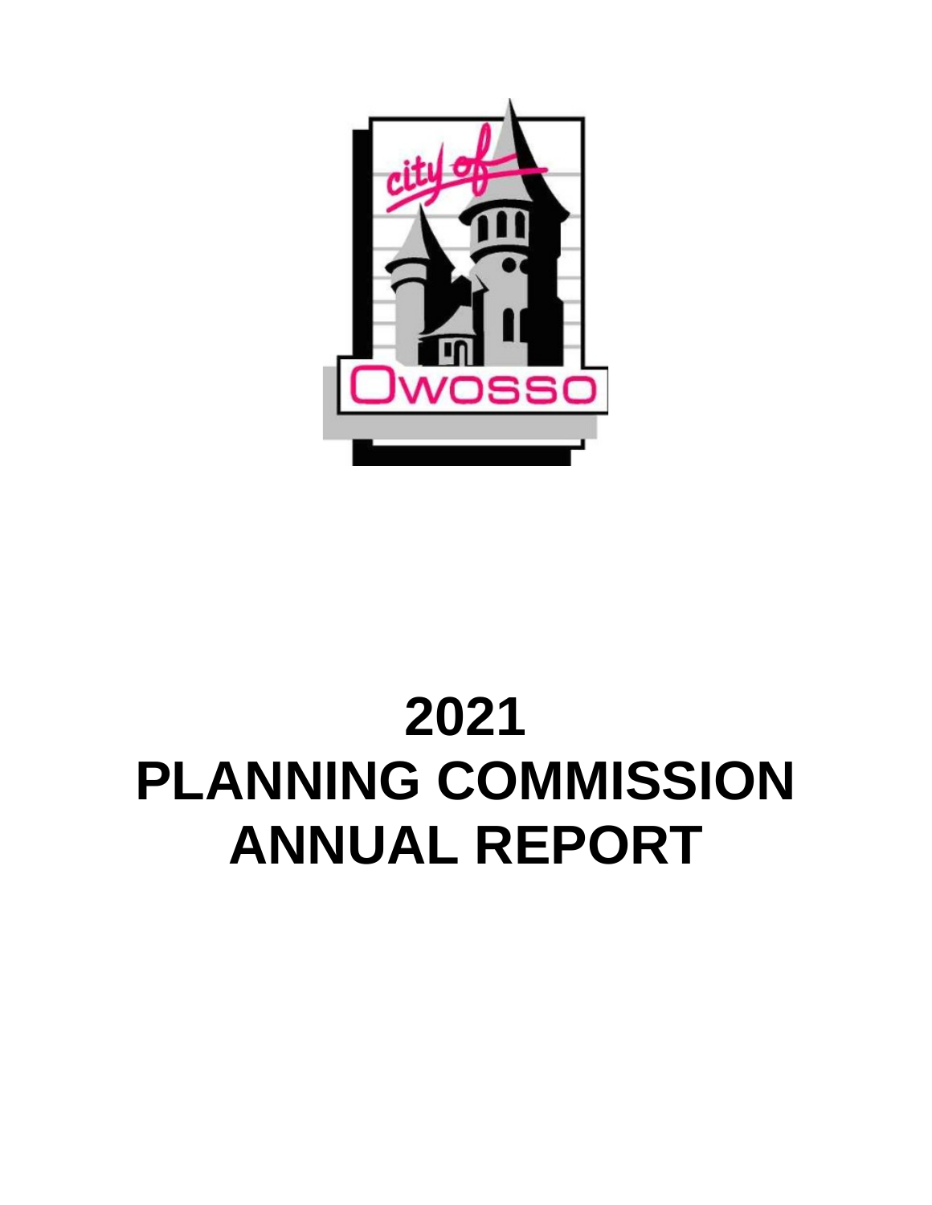# 2021 PLANNING COMMISSION ANNUAL REPORT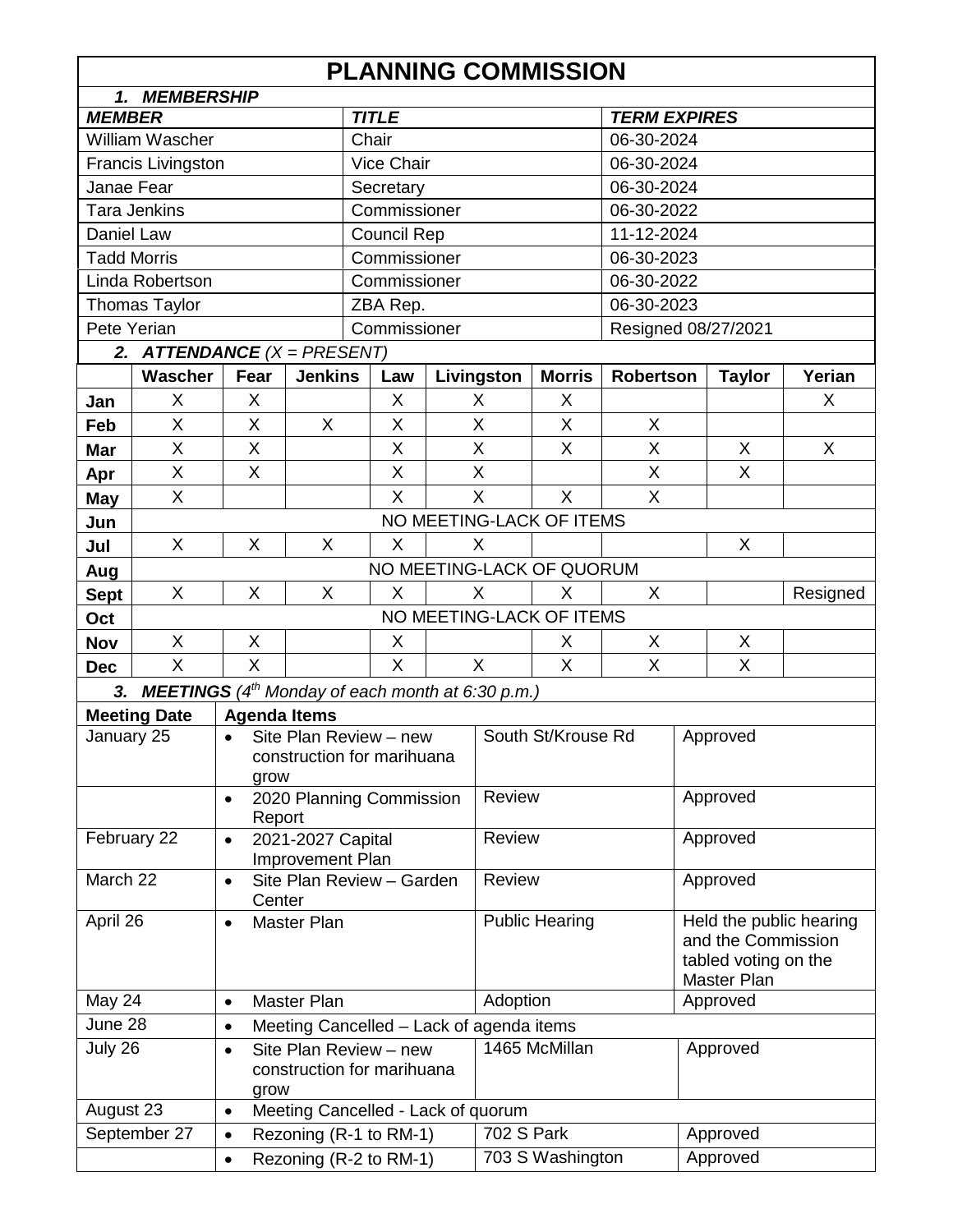# PLANNING COMMISSION

## 1. *MEMBERSHIP*

| *MEMBER* | *TITLE* | *TERM EXPIRES* |
|---|---|---|
| William Wascher | Chair | 06-30-2024 |
| Francis Livingston | Vice Chair | 06-30-2024 |
| Janae Fear | Secretary | 06-30-2024 |
| Tara Jenkins | Commissioner | 06-30-2022 |
| Daniel Law | Council Rep | 11-12-2024 |
| Tadd Morris | Commissioner | 06-30-2023 |
| Linda Robertson | Commissioner | 06-30-2022 |
| Thomas Taylor | ZBA Rep. | 06-30-2023 |
| Pete Yerian | Commissioner | Resigned 08/27/2021 |

## 2. *ATTENDANCE* *(X = PRESENT)*

| | Wascher | Fear | Jenkins | Law | Livingston | Morris | Robertson | Taylor | Yerian |
|---|---|---|---|---|---|---|---|---|---|
| Jan | X | X | | X | X | X | | | X |
| Feb | X | X | X | X | X | X | X | | |
| Mar | X | X | | X | X | X | X | X | X |
| Apr | X | X | | X | X | | X | X | |
| May | X | | | X | X | X | X | | |
| Jun | NO MEETING-LACK OF ITEMS | | | | | | | | |
| Jul | X | X | X | X | X | | | X | |
| Aug | NO MEETING-LACK OF QUORUM | | | | | | | | |
| Sept | X | X | X | X | X | X | X | | Resigned |
| Oct | NO MEETING-LACK OF ITEMS | | | | | | | | |
| Nov | X | X | | X | | X | X | X | |
| Dec | X | X | | X | X | X | X | X | |

## 3. *MEETINGS* *(4th Monday of each month at 6:30 p.m.)*

| Meeting Date | Agenda Items | | |
|---|---|---|---|
| January 25 | • Site Plan Review – new construction for marihuana grow | South St/Krouse Rd | Approved |
| | • 2020 Planning Commission Report | Review | Approved |
| February 22 | • 2021-2027 Capital Improvement Plan | Review | Approved |
| March 22 | • Site Plan Review – Garden Center | Review | Approved |
| April 26 | • Master Plan | Public Hearing | Held the public hearing and the Commission tabled voting on the Master Plan |
| May 24 | • Master Plan | Adoption | Approved |
| June 28 | • Meeting Cancelled – Lack of agenda items | | |
| July 26 | • Site Plan Review – new construction for marihuana grow | 1465 McMillan | Approved |
| August 23 | • Meeting Cancelled - Lack of quorum | | |
| September 27 | • Rezoning (R-1 to RM-1) | 702 S Park | Approved |
| | • Rezoning (R-2 to RM-1) | 703 S Washington | Approved |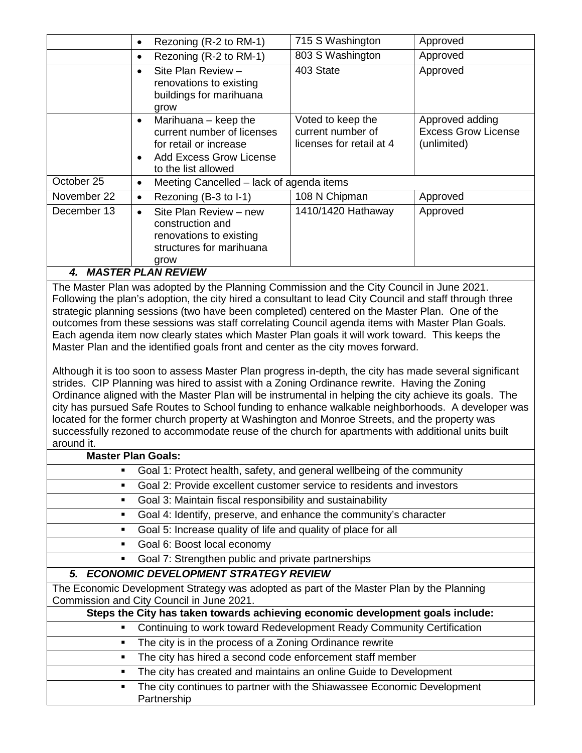| | | | |
|---|---|---|---|
| | • Rezoning (R-2 to RM-1) | 715 S Washington | Approved |
| | • Rezoning (R-2 to RM-1) | 803 S Washington | Approved |
| | • Site Plan Review – renovations to existing buildings for marihuana grow | 403 State | Approved |
| | • Marihuana – keep the current number of licenses for retail or increase<br>• Add Excess Grow License to the list allowed | Voted to keep the current number of licenses for retail at 4 | Approved adding Excess Grow License (unlimited) |
| October 25 | • Meeting Cancelled – lack of agenda items | | |
| November 22 | • Rezoning (B-3 to I-1) | 108 N Chipman | Approved |
| December 13 | • Site Plan Review – new construction and renovations to existing structures for marihuana grow | 1410/1420 Hathaway | Approved |

### *4. MASTER PLAN REVIEW*

The Master Plan was adopted by the Planning Commission and the City Council in June 2021. Following the plan's adoption, the city hired a consultant to lead City Council and staff through three strategic planning sessions (two have been completed) centered on the Master Plan. One of the outcomes from these sessions was staff correlating Council agenda items with Master Plan Goals. Each agenda item now clearly states which Master Plan goals it will work toward. This keeps the Master Plan and the identified goals front and center as the city moves forward.

Although it is too soon to assess Master Plan progress in-depth, the city has made several significant strides. CIP Planning was hired to assist with a Zoning Ordinance rewrite. Having the Zoning Ordinance aligned with the Master Plan will be instrumental in helping the city achieve its goals. The city has pursued Safe Routes to School funding to enhance walkable neighborhoods. A developer was located for the former church property at Washington and Monroe Streets, and the property was successfully rezoned to accommodate reuse of the church for apartments with additional units built around it.

**Master Plan Goals:**

- Goal 1: Protect health, safety, and general wellbeing of the community
- Goal 2: Provide excellent customer service to residents and investors
- Goal 3: Maintain fiscal responsibility and sustainability
- Goal 4: Identify, preserve, and enhance the community's character
- Goal 5: Increase quality of life and quality of place for all
- Goal 6: Boost local economy
- Goal 7: Strengthen public and private partnerships

### *5. ECONOMIC DEVELOPMENT STRATEGY REVIEW*

The Economic Development Strategy was adopted as part of the Master Plan by the Planning Commission and City Council in June 2021.

**Steps the City has taken towards achieving economic development goals include:**

- Continuing to work toward Redevelopment Ready Community Certification
- The city is in the process of a Zoning Ordinance rewrite
- The city has hired a second code enforcement staff member
- The city has created and maintains an online Guide to Development
- The city continues to partner with the Shiawassee Economic Development Partnership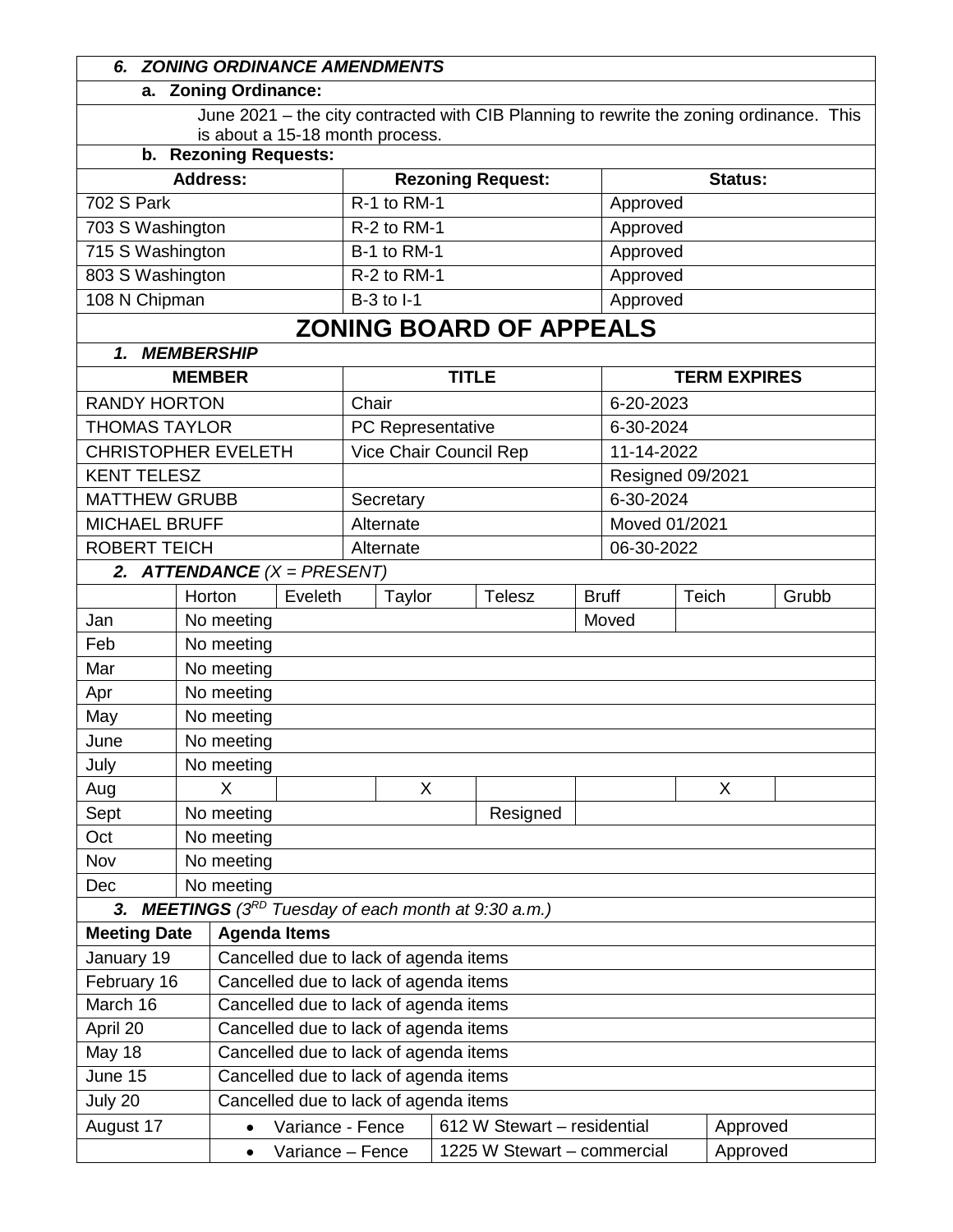### *6. ZONING ORDINANCE AMENDMENTS*

**a. Zoning Ordinance:**

June 2021 – the city contracted with CIB Planning to rewrite the zoning ordinance. This is about a 15-18 month process.

**b. Rezoning Requests:**

| Address: | Rezoning Request: | Status: |
|---|---|---|
| 702 S Park | R-1 to RM-1 | Approved |
| 703 S Washington | R-2 to RM-1 | Approved |
| 715 S Washington | B-1 to RM-1 | Approved |
| 803 S Washington | R-2 to RM-1 | Approved |
| 108 N Chipman | B-3 to I-1 | Approved |

# ZONING BOARD OF APPEALS

### *1. MEMBERSHIP*

| MEMBER | TITLE | TERM EXPIRES |
|---|---|---|
| RANDY HORTON | Chair | 6-20-2023 |
| THOMAS TAYLOR | PC Representative | 6-30-2024 |
| CHRISTOPHER EVELETH | Vice Chair Council Rep | 11-14-2022 |
| KENT TELESZ | | Resigned 09/2021 |
| MATTHEW GRUBB | Secretary | 6-30-2024 |
| MICHAEL BRUFF | Alternate | Moved 01/2021 |
| ROBERT TEICH | Alternate | 06-30-2022 |

### *2. ATTENDANCE (X = PRESENT)*

| | Horton | Eveleth | Taylor | Telesz | Bruff | Teich | Grubb |
|---|---|---|---|---|---|---|---|
| Jan | No meeting | | | | Moved | | |
| Feb | No meeting | | | | | | |
| Mar | No meeting | | | | | | |
| Apr | No meeting | | | | | | |
| May | No meeting | | | | | | |
| June | No meeting | | | | | | |
| July | No meeting | | | | | | |
| Aug | X | | X | | | X | |
| Sept | No meeting | | | Resigned | | | |
| Oct | No meeting | | | | | | |
| Nov | No meeting | | | | | | |
| Dec | No meeting | | | | | | |

### 3. *MEETINGS (3[RD] Tuesday of each month at 9:30 a.m.)*

| Meeting Date | Agenda Items | | |
|---|---|---|---|
| January 19 | Cancelled due to lack of agenda items | | |
| February 16 | Cancelled due to lack of agenda items | | |
| March 16 | Cancelled due to lack of agenda items | | |
| April 20 | Cancelled due to lack of agenda items | | |
| May 18 | Cancelled due to lack of agenda items | | |
| June 15 | Cancelled due to lack of agenda items | | |
| July 20 | Cancelled due to lack of agenda items | | |
| August 17 | • Variance - Fence | 612 W Stewart – residential | Approved |
| | • Variance – Fence | 1225 W Stewart – commercial | Approved |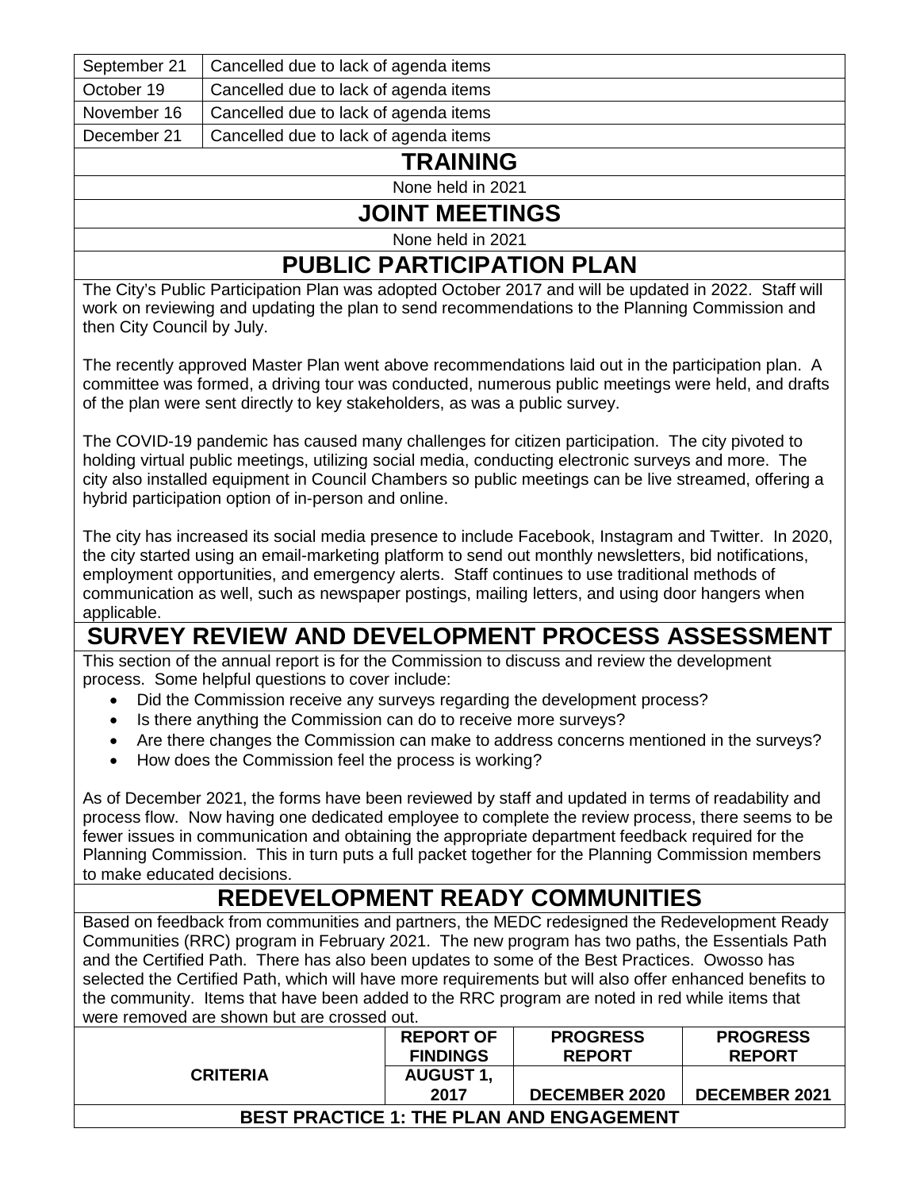| September 21 | Cancelled due to lack of agenda items |
|---|---|
| October 19 | Cancelled due to lack of agenda items |
| November 16 | Cancelled due to lack of agenda items |
| December 21 | Cancelled due to lack of agenda items |

## TRAINING

None held in 2021

## JOINT MEETINGS

None held in 2021

## PUBLIC PARTICIPATION PLAN

The City's Public Participation Plan was adopted October 2017 and will be updated in 2022. Staff will work on reviewing and updating the plan to send recommendations to the Planning Commission and then City Council by July.

The recently approved Master Plan went above recommendations laid out in the participation plan. A committee was formed, a driving tour was conducted, numerous public meetings were held, and drafts of the plan were sent directly to key stakeholders, as was a public survey.

The COVID-19 pandemic has caused many challenges for citizen participation. The city pivoted to holding virtual public meetings, utilizing social media, conducting electronic surveys and more. The city also installed equipment in Council Chambers so public meetings can be live streamed, offering a hybrid participation option of in-person and online.

The city has increased its social media presence to include Facebook, Instagram and Twitter. In 2020, the city started using an email-marketing platform to send out monthly newsletters, bid notifications, employment opportunities, and emergency alerts. Staff continues to use traditional methods of communication as well, such as newspaper postings, mailing letters, and using door hangers when applicable.

## SURVEY REVIEW AND DEVELOPMENT PROCESS ASSESSMENT

This section of the annual report is for the Commission to discuss and review the development process. Some helpful questions to cover include:

- Did the Commission receive any surveys regarding the development process?
- Is there anything the Commission can do to receive more surveys?
- Are there changes the Commission can make to address concerns mentioned in the surveys?
- How does the Commission feel the process is working?

As of December 2021, the forms have been reviewed by staff and updated in terms of readability and process flow. Now having one dedicated employee to complete the review process, there seems to be fewer issues in communication and obtaining the appropriate department feedback required for the Planning Commission. This in turn puts a full packet together for the Planning Commission members to make educated decisions.

## REDEVELOPMENT READY COMMUNITIES

Based on feedback from communities and partners, the MEDC redesigned the Redevelopment Ready Communities (RRC) program in February 2021. The new program has two paths, the Essentials Path and the Certified Path. There has also been updates to some of the Best Practices. Owosso has selected the Certified Path, which will have more requirements but will also offer enhanced benefits to the community. Items that have been added to the RRC program are noted in red while items that were removed are shown but are crossed out.

| CRITERIA | REPORT OF FINDINGS AUGUST 1, 2017 | PROGRESS REPORT DECEMBER 2020 | PROGRESS REPORT DECEMBER 2021 |
|---|---|---|---|
| **BEST PRACTICE 1: THE PLAN AND ENGAGEMENT** | | | |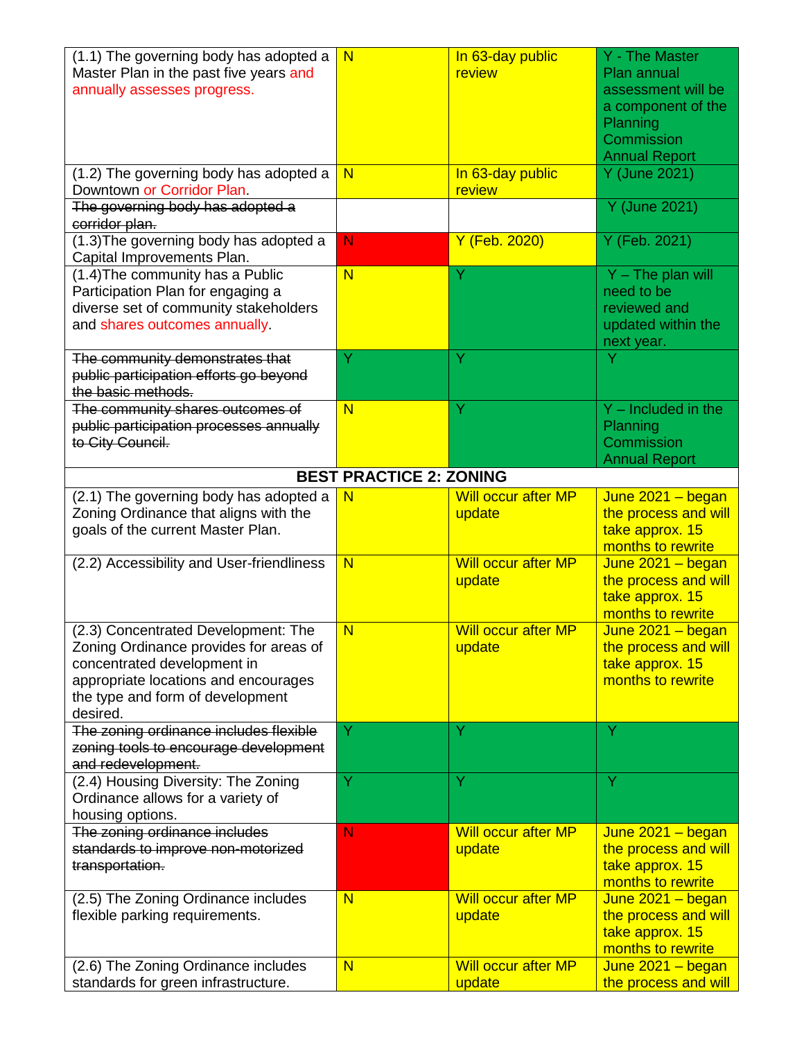| | | | |
|---|---|---|---|
| (1.1) The governing body has adopted a Master Plan in the past five years and annually assesses progress. | N | In 63-day public review | Y - The Master Plan annual assessment will be a component of the Planning Commission Annual Report |
| (1.2) The governing body has adopted a Downtown or Corridor Plan. | N | In 63-day public review | Y (June 2021) |
| ~~The governing body has adopted a corridor plan.~~ | | | Y (June 2021) |
| (1.3)The governing body has adopted a Capital Improvements Plan. | N | Y (Feb. 2020) | Y (Feb. 2021) |
| (1.4)The community has a Public Participation Plan for engaging a diverse set of community stakeholders and shares outcomes annually. | N | Y | Y – The plan will need to be reviewed and updated within the next year. |
| ~~The community demonstrates that public participation efforts go beyond the basic methods.~~ | Y | Y | Y |
| ~~The community shares outcomes of public participation processes annually to City Council.~~ | N | Y | Y – Included in the Planning Commission Annual Report |
| **BEST PRACTICE 2: ZONING** | | | |
| (2.1) The governing body has adopted a Zoning Ordinance that aligns with the goals of the current Master Plan. | N | Will occur after MP update | June 2021 – began the process and will take approx. 15 months to rewrite |
| (2.2) Accessibility and User-friendliness | N | Will occur after MP update | June 2021 – began the process and will take approx. 15 months to rewrite |
| (2.3) Concentrated Development: The Zoning Ordinance provides for areas of concentrated development in appropriate locations and encourages the type and form of development desired. | N | Will occur after MP update | June 2021 – began the process and will take approx. 15 months to rewrite |
| ~~The zoning ordinance includes flexible zoning tools to encourage development and redevelopment.~~ | Y | Y | Y |
| (2.4) Housing Diversity: The Zoning Ordinance allows for a variety of housing options. | Y | Y | Y |
| ~~The zoning ordinance includes standards to improve non-motorized transportation.~~ | N | Will occur after MP update | June 2021 – began the process and will take approx. 15 months to rewrite |
| (2.5) The Zoning Ordinance includes flexible parking requirements. | N | Will occur after MP update | June 2021 – began the process and will take approx. 15 months to rewrite |
| (2.6) The Zoning Ordinance includes standards for green infrastructure. | N | Will occur after MP update | June 2021 – began the process and will |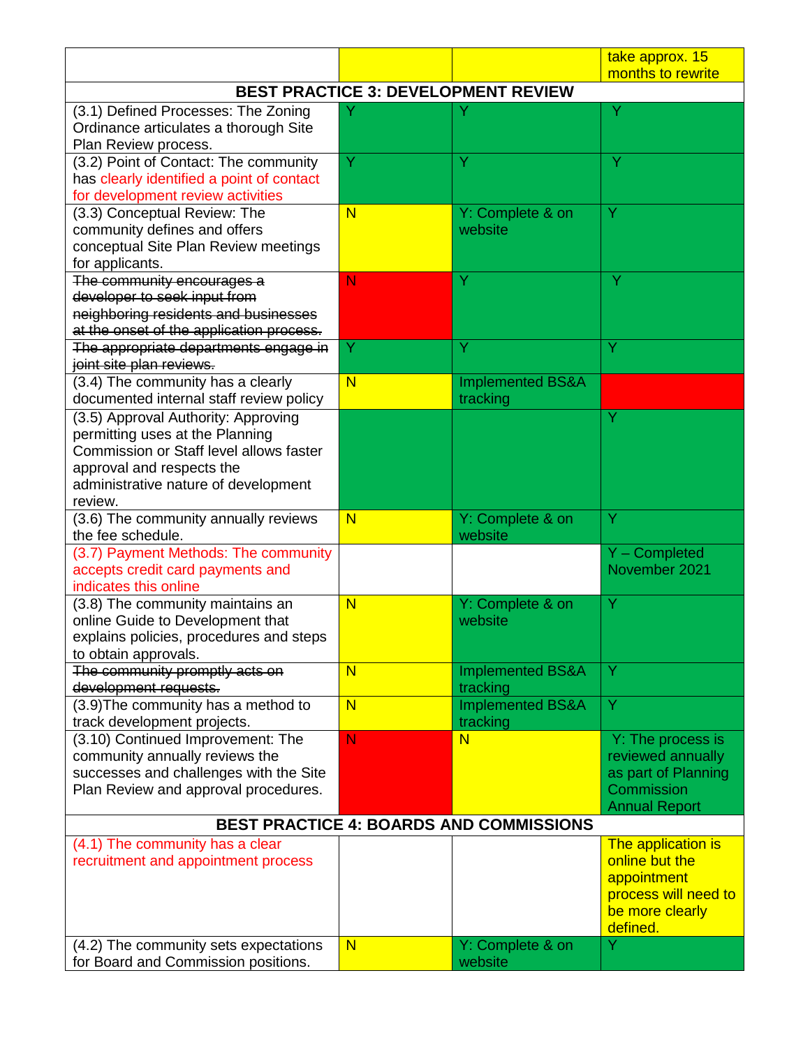| | | | take approx. 15 months to rewrite |
|---|---|---|---|
| **BEST PRACTICE 3: DEVELOPMENT REVIEW** | | | |
| (3.1) Defined Processes: The Zoning Ordinance articulates a thorough Site Plan Review process. | Y | Y | Y |
| (3.2) Point of Contact: The community has clearly identified a point of contact for development review activities | Y | Y | Y |
| (3.3) Conceptual Review: The community defines and offers conceptual Site Plan Review meetings for applicants. | N | Y: Complete & on website | Y |
| ~~The community encourages a developer to seek input from neighboring residents and businesses at the onset of the application process.~~ | N | Y | Y |
| ~~The appropriate departments engage in joint site plan reviews.~~ | Y | Y | Y |
| (3.4) The community has a clearly documented internal staff review policy | N | Implemented BS&A tracking | |
| (3.5) Approval Authority: Approving permitting uses at the Planning Commission or Staff level allows faster approval and respects the administrative nature of development review. | | | Y |
| (3.6) The community annually reviews the fee schedule. | N | Y: Complete & on website | Y |
| (3.7) Payment Methods: The community accepts credit card payments and indicates this online | | | Y – Completed November 2021 |
| (3.8) The community maintains an online Guide to Development that explains policies, procedures and steps to obtain approvals. | N | Y: Complete & on website | Y |
| ~~The community promptly acts on development requests.~~ | N | Implemented BS&A tracking | Y |
| (3.9)The community has a method to track development projects. | N | Implemented BS&A tracking | Y |
| (3.10) Continued Improvement: The community annually reviews the successes and challenges with the Site Plan Review and approval procedures. | N | N | Y: The process is reviewed annually as part of Planning Commission Annual Report |
| **BEST PRACTICE 4: BOARDS AND COMMISSIONS** | | | |
| (4.1) The community has a clear recruitment and appointment process | | | The application is online but the appointment process will need to be more clearly defined. |
| (4.2) The community sets expectations for Board and Commission positions. | N | Y: Complete & on website | Y |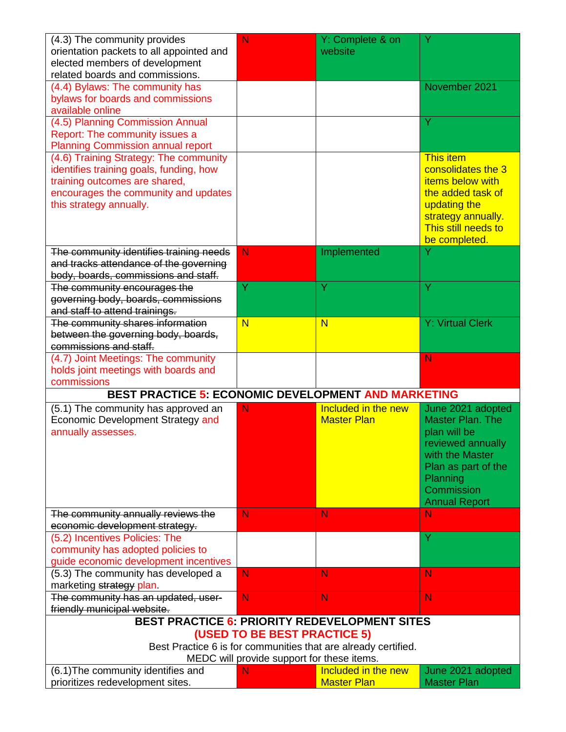| | | | |
|---|---|---|---|
| (4.3) The community provides orientation packets to all appointed and elected members of development related boards and commissions. | N | Y: Complete & on website | Y |
| (4.4) Bylaws: The community has bylaws for boards and commissions available online | | | November 2021 |
| (4.5) Planning Commission Annual Report: The community issues a Planning Commission annual report | | | Y |
| (4.6) Training Strategy: The community identifies training goals, funding, how training outcomes are shared, encourages the community and updates this strategy annually. | | | This item consolidates the 3 items below with the added task of updating the strategy annually. This still needs to be completed. |
| ~~The community identifies training needs and tracks attendance of the governing body, boards, commissions and staff.~~ | N | Implemented | Y |
| ~~The community encourages the governing body, boards, commissions and staff to attend trainings.~~ | Y | Y | Y |
| ~~The community shares information between the governing body, boards, commissions and staff.~~ | N | N | Y: Virtual Clerk |
| (4.7) Joint Meetings: The community holds joint meetings with boards and commissions | | | N |
| **BEST PRACTICE 5: ECONOMIC DEVELOPMENT AND MARKETING** | | | |
| (5.1) The community has approved an Economic Development Strategy and annually assesses. | N | Included in the new Master Plan | June 2021 adopted Master Plan. The plan will be reviewed annually with the Master Plan as part of the Planning Commission Annual Report |
| ~~The community annually reviews the economic development strategy.~~ | N | N | N |
| (5.2) Incentives Policies: The community has adopted policies to guide economic development incentives | | | Y |
| (5.3) The community has developed a marketing ~~strategy~~ plan. | N | N | N |
| ~~The community has an updated, user-friendly municipal website.~~ | N | N | N |
| **BEST PRACTICE 6: PRIORITY REDEVELOPMENT SITES (USED TO BE BEST PRACTICE 5)** Best Practice 6 is for communities that are already certified. MEDC will provide support for these items. | | | |
| (6.1)The community identifies and prioritizes redevelopment sites. | N | Included in the new Master Plan | June 2021 adopted Master Plan |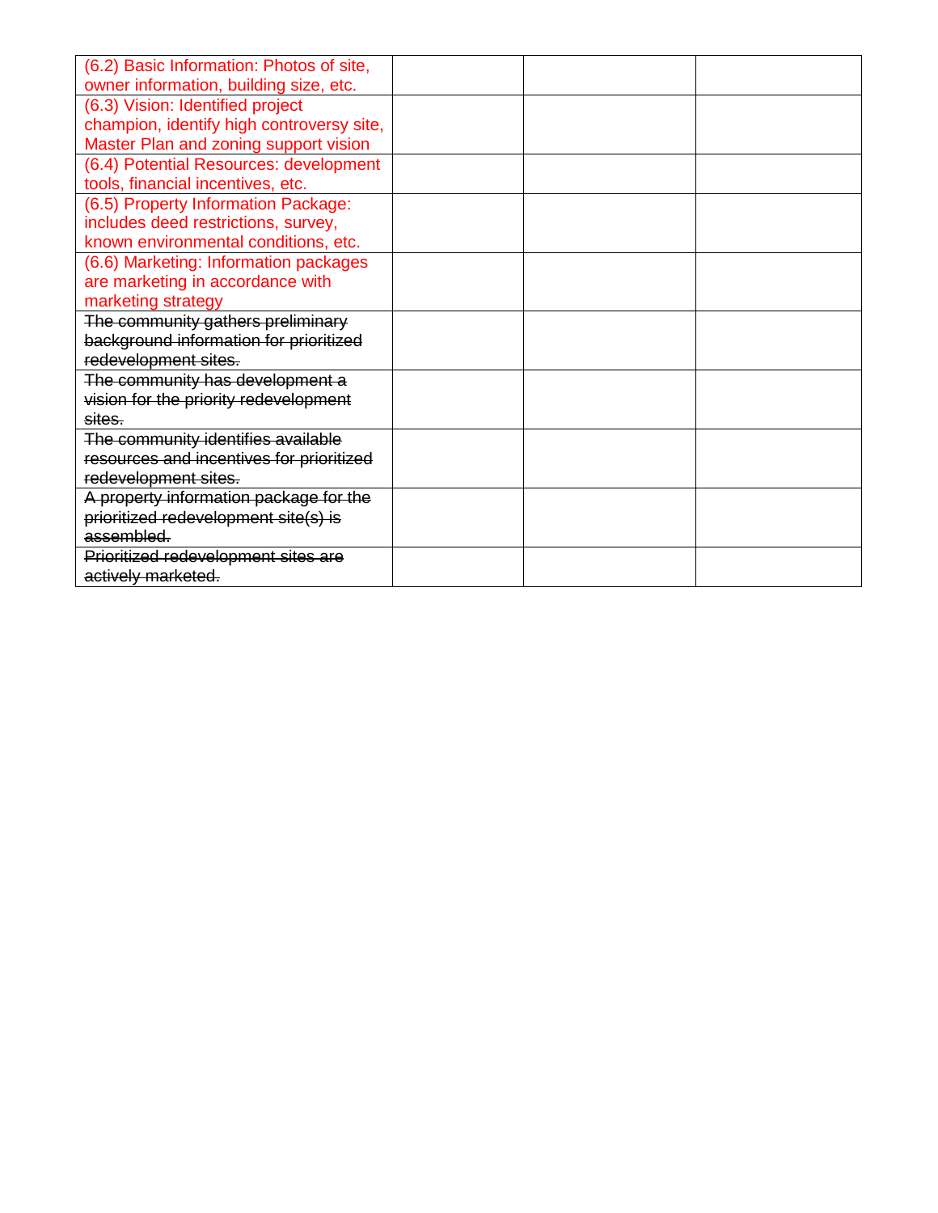| | | | |
|---|---|---|---|
| (6.2) Basic Information: Photos of site, owner information, building size, etc. | | | |
| (6.3) Vision: Identified project champion, identify high controversy site, Master Plan and zoning support vision | | | |
| (6.4) Potential Resources: development tools, financial incentives, etc. | | | |
| (6.5) Property Information Package: includes deed restrictions, survey, known environmental conditions, etc. | | | |
| (6.6) Marketing: Information packages are marketing in accordance with marketing strategy | | | |
| ~~The community gathers preliminary background information for prioritized redevelopment sites.~~ | | | |
| ~~The community has development a vision for the priority redevelopment sites.~~ | | | |
| ~~The community identifies available resources and incentives for prioritized redevelopment sites.~~ | | | |
| ~~A property information package for the prioritized redevelopment site(s) is assembled.~~ | | | |
| ~~Prioritized redevelopment sites are actively marketed.~~ | | | |